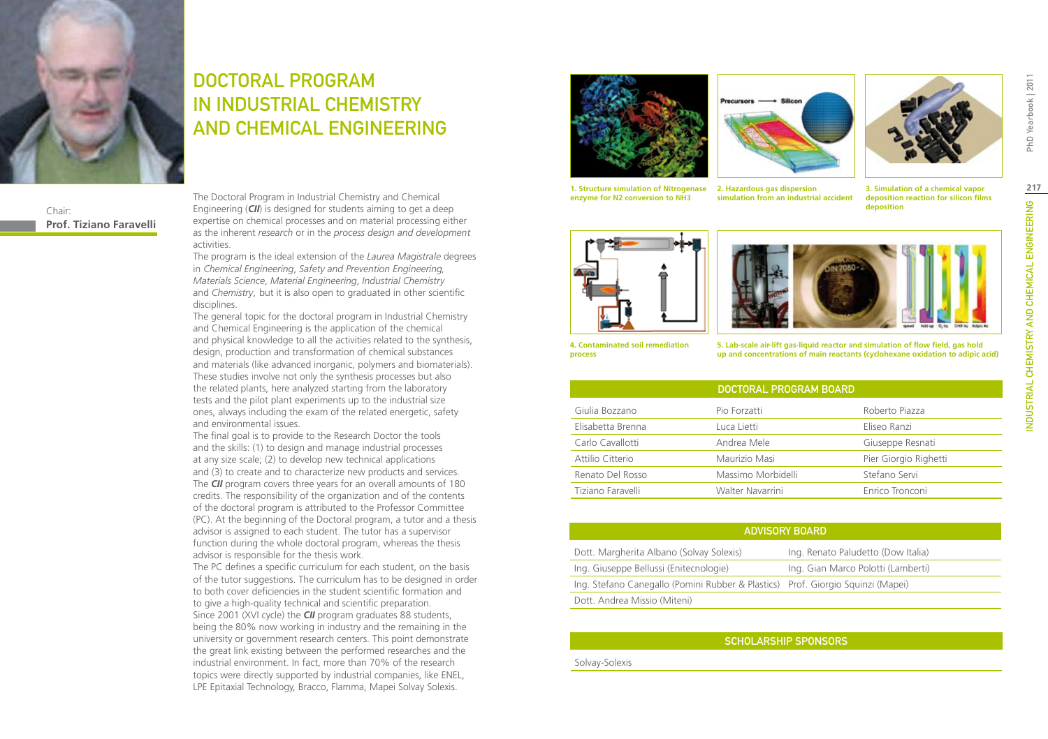# DOCTORAL PROGRAM IN INDUSTRIAL CHEMISTRY AND CHEMICAL ENGINEERING

Chair:
**Prof. Tiziano Faravelli**

The Doctoral Program in Industrial Chemistry and Chemical Engineering (***CII***) is designed for students aiming to get a deep expertise on chemical processes and on material processing either as the inherent *research* or in the *process design and development* activities.

The program is the ideal extension of the *Laurea Magistrale* degrees in *Chemical Engineering*, *Safety and Prevention Engineering*, *Materials Science*, *Material Engineering*, *Industrial Chemistry* and *Chemistry*, but it is also open to graduated in other scientific disciplines.

The general topic for the doctoral program in Industrial Chemistry and Chemical Engineering is the application of the chemical and physical knowledge to all the activities related to the synthesis, design, production and transformation of chemical substances and materials (like advanced inorganic, polymers and biomaterials). These studies involve not only the synthesis processes but also the related plants, here analyzed starting from the laboratory tests and the pilot plant experiments up to the industrial size ones, always including the exam of the related energetic, safety and environmental issues.

The final goal is to provide to the Research Doctor the tools and the skills: (1) to design and manage industrial processes at any size scale; (2) to develop new technical applications and (3) to create and to characterize new products and services. The ***CII*** program covers three years for an overall amounts of 180 credits. The responsibility of the organization and of the contents of the doctoral program is attributed to the Professor Committee (PC). At the beginning of the Doctoral program, a tutor and a thesis advisor is assigned to each student. The tutor has a supervisor function during the whole doctoral program, whereas the thesis advisor is responsible for the thesis work.

The PC defines a specific curriculum for each student, on the basis of the tutor suggestions. The curriculum has to be designed in order to both cover deficiencies in the student scientific formation and to give a high-quality technical and scientific preparation.

Since 2001 (XVI cycle) the ***CII*** program graduates 88 students, being the 80% now working in industry and the remaining in the university or government research centers. This point demonstrate the great link existing between the performed researches and the industrial environment. In fact, more than 70% of the research topics were directly supported by industrial companies, like ENEL, LPE Epitaxial Technology, Bracco, Flamma, Mapei Solvay Solexis.

**1. Structure simulation of Nitrogenase enzyme for N2 conversion to NH3**

**2. Hazardous gas dispersion simulation from an industrial accident**

**3. Simulation of a chemical vapor deposition reaction for silicon films deposition**

**4. Contaminated soil remediation process**

**5. Lab-scale air-lift gas-liquid reactor and simulation of flow field, gas hold up and concentrations of main reactants (cyclohexane oxidation to adipic acid)**

| DOCTORAL PROGRAM BOARD | | |
|---|---|---|
| Giulia Bozzano | Pio Forzatti | Roberto Piazza |
| Elisabetta Brenna | Luca Lietti | Eliseo Ranzi |
| Carlo Cavallotti | Andrea Mele | Giuseppe Resnati |
| Attilio Citterio | Maurizio Masi | Pier Giorgio Righetti |
| Renato Del Rosso | Massimo Morbidelli | Stefano Servi |
| Tiziano Faravelli | Walter Navarrini | Enrico Tronconi |

| ADVISORY BOARD | |
|---|---|
| Dott. Margherita Albano (Solvay Solexis) | Ing. Renato Paludetto (Dow Italia) |
| Ing. Giuseppe Bellussi (Enitecnologie) | Ing. Gian Marco Polotti (Lamberti) |
| Ing. Stefano Canegallo (Pomini Rubber & Plastics) | Prof. Giorgio Squinzi (Mapei) |
| Dott. Andrea Missio (Miteni) | |

| SCHOLARSHIP SPONSORS |
|---|
| Solvay-Solexis |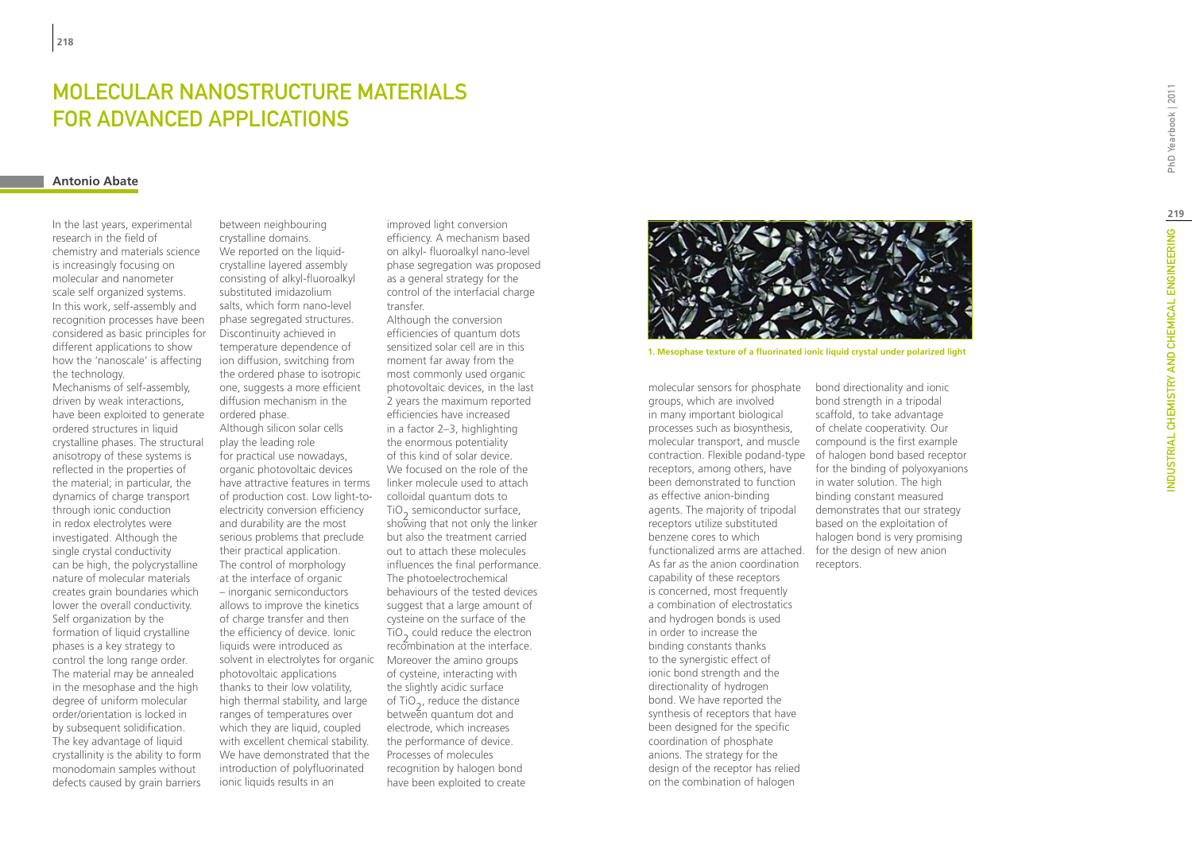# MOLECULAR NANOSTRUCTURE MATERIALS FOR ADVANCED APPLICATIONS

**Antonio Abate**

In the last years, experimental research in the field of chemistry and materials science is increasingly focusing on molecular and nanometer scale self organized systems. In this work, self-assembly and recognition processes have been considered as basic principles for different applications to show how the 'nanoscale' is affecting the technology.

Mechanisms of self-assembly, driven by weak interactions, have been exploited to generate ordered structures in liquid crystalline phases. The structural anisotropy of these systems is reflected in the properties of the material; in particular, the dynamics of charge transport through ionic conduction in redox electrolytes were investigated. Although the single crystal conductivity can be high, the polycrystalline nature of molecular materials creates grain boundaries which lower the overall conductivity. Self organization by the formation of liquid crystalline phases is a key strategy to control the long range order. The material may be annealed in the mesophase and the high degree of uniform molecular order/orientation is locked in by subsequent solidification. The key advantage of liquid crystallinity is the ability to form monodomain samples without defects caused by grain barriers between neighbouring crystalline domains.

We reported on the liquid-crystalline layered assembly consisting of alkyl-fluoroalkyl substituted imidazolium salts, which form nano-level phase segregated structures. Discontinuity achieved in temperature dependence of ion diffusion, switching from the ordered phase to isotropic one, suggests a more efficient diffusion mechanism in the ordered phase.

Although silicon solar cells play the leading role for practical use nowadays, organic photovoltaic devices have attractive features in terms of production cost. Low light-to-electricity conversion efficiency and durability are the most serious problems that preclude their practical application. The control of morphology at the interface of organic – inorganic semiconductors allows to improve the kinetics of charge transfer and then the efficiency of device. Ionic liquids were introduced as solvent in electrolytes for organic photovoltaic applications thanks to their low volatility, high thermal stability, and large ranges of temperatures over which they are liquid, coupled with excellent chemical stability. We have demonstrated that the introduction of polyfluorinated ionic liquids results in an improved light conversion efficiency. A mechanism based on alkyl- fluoroalkyl nano-level phase segregation was proposed as a general strategy for the control of the interfacial charge transfer.

Although the conversion efficiencies of quantum dots sensitized solar cell are in this moment far away from the most commonly used organic photovoltaic devices, in the last 2 years the maximum reported efficiencies have increased in a factor 2–3, highlighting the enormous potentiality of this kind of solar device. We focused on the role of the linker molecule used to attach colloidal quantum dots to $TiO_2$ semiconductor surface, showing that not only the linker but also the treatment carried out to attach these molecules influences the final performance. The photoelectrochemical behaviours of the tested devices suggest that a large amount of cysteine on the surface of the $TiO_2$ could reduce the electron recombination at the interface. Moreover the amino groups of cysteine, interacting with the slightly acidic surface of $TiO_2$, reduce the distance between quantum dot and electrode, which increases the performance of device.

Processes of molecules recognition by halogen bond have been exploited to create molecular sensors for phosphate groups, which are involved in many important biological processes such as biosynthesis, molecular transport, and muscle contraction. Flexible podand-type receptors, among others, have been demonstrated to function as effective anion-binding agents. The majority of tripodal receptors utilize substituted benzene cores to which functionalized arms are attached. As far as the anion coordination capability of these receptors is concerned, most frequently a combination of electrostatics and hydrogen bonds is used in order to increase the binding constants thanks to the synergistic effect of ionic bond strength and the directionality of hydrogen bond. We have reported the synthesis of receptors that have been designed for the specific coordination of phosphate anions. The strategy for the design of the receptor has relied on the combination of halogen bond directionality and ionic bond strength in a tripodal scaffold, to take advantage of chelate cooperativity. Our compound is the first example of halogen bond based receptor for the binding of polyoxyanions in water solution. The high binding constant measured demonstrates that our strategy based on the exploitation of halogen bond is very promising for the design of new anion receptors.

**1. Mesophase texture of a fluorinated ionic liquid crystal under polarized light**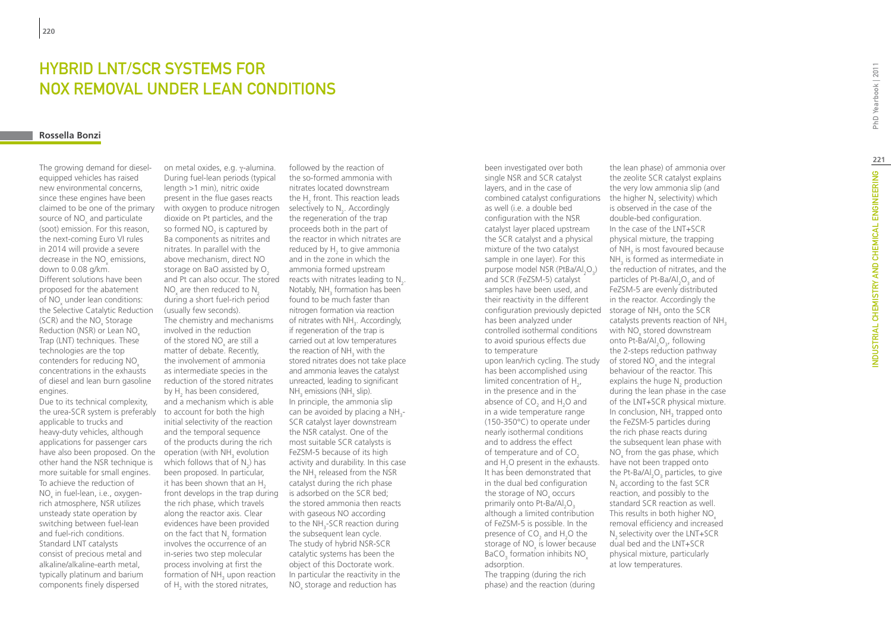# HYBRID LNT/SCR SYSTEMS FOR NOX REMOVAL UNDER LEAN CONDITIONS

**Rossella Bonzi**

The growing demand for diesel-equipped vehicles has raised new environmental concerns, since these engines have been claimed to be one of the primary source of $NO_x$ and particulate (soot) emission. For this reason, the next-coming Euro VI rules in 2014 will provide a severe decrease in the $NO_x$ emissions, down to 0.08 g/km.

Different solutions have been proposed for the abatement of $NO_x$ under lean conditions: the Selective Catalytic Reduction (SCR) and the $NO_x$ Storage Reduction (NSR) or Lean $NO_x$ Trap (LNT) techniques. These technologies are the top contenders for reducing $NO_x$ concentrations in the exhausts of diesel and lean burn gasoline engines.

Due to its technical complexity, the urea-SCR system is preferably applicable to trucks and heavy-duty vehicles, although applications for passenger cars have also been proposed. On the other hand the NSR technique is more suitable for small engines. To achieve the reduction of $NO_x$ in fuel-lean, i.e., oxygen-rich atmosphere, NSR utilizes unsteady state operation by switching between fuel-lean and fuel-rich conditions. Standard LNT catalysts consist of precious metal and alkaline/alkaline-earth metal, typically platinum and barium components finely dispersed on metal oxides, e.g. γ-alumina. During fuel-lean periods (typical length >1 min), nitric oxide present in the flue gases reacts with oxygen to produce nitrogen dioxide on Pt particles, and the so formed $NO_2$ is captured by Ba components as nitrites and nitrates. In parallel with the above mechanism, direct NO storage on BaO assisted by $O_2$ and Pt can also occur. The stored $NO_x$ are then reduced to $N_2$ during a short fuel-rich period (usually few seconds).

The chemistry and mechanisms involved in the reduction of the stored $NO_x$ are still a matter of debate. Recently, the involvement of ammonia as intermediate species in the reduction of the stored nitrates by $H_2$ has been considered, and a mechanism which is able to account for both the high initial selectivity of the reaction and the temporal sequence of the products during the rich operation (with $NH_3$ evolution which follows that of $N_2$) has been proposed. In particular, it has been shown that an $H_2$ front develops in the trap during the rich phase, which travels along the reactor axis. Clear evidences have been provided on the fact that $N_2$ formation involves the occurrence of an in-series two step molecular process involving at first the formation of $NH_3$ upon reaction of $H_2$ with the stored nitrates, followed by the reaction of the so-formed ammonia with nitrates located downstream the $H_2$ front. This reaction leads selectively to $N_2$. Accordingly the regeneration of the trap proceeds both in the part of the reactor in which nitrates are reduced by $H_2$ to give ammonia and in the zone in which the ammonia formed upstream reacts with nitrates leading to $N_2$. Notably, $NH_3$ formation has been found to be much faster than nitrogen formation via reaction of nitrates with $NH_3$. Accordingly, if regeneration of the trap is carried out at low temperatures the reaction of $NH_3$ with the stored nitrates does not take place and ammonia leaves the catalyst unreacted, leading to significant $NH_3$ emissions ($NH_3$ slip).

In principle, the ammonia slip can be avoided by placing a $NH_3$-SCR catalyst layer downstream the NSR catalyst. One of the most suitable SCR catalysts is FeZSM-5 because of its high activity and durability. In this case the $NH_3$ released from the NSR catalyst during the rich phase is adsorbed on the SCR bed; the stored ammonia then reacts with gaseous NO according to the $NH_3$-SCR reaction during the subsequent lean cycle.

The study of hybrid NSR-SCR catalytic systems has been the object of this Doctorate work. In particular the reactivity in the $NO_x$ storage and reduction has been investigated over both single NSR and SCR catalyst layers, and in the case of combined catalyst configurations as well (i.e. a double bed configuration with the NSR catalyst layer placed upstream the SCR catalyst and a physical mixture of the two catalyst sample in one layer). For this purpose model NSR (PtBa/$Al_2O_3$) and SCR (FeZSM-5) catalyst samples have been used, and their reactivity in the different configuration previously depicted has been analyzed under controlled isothermal conditions to avoid spurious effects due to temperature upon lean/rich cycling. The study has been accomplished using limited concentration of $H_2$, in the presence and in the absence of $CO_2$ and $H_2O$ and in a wide temperature range (150-350°C) to operate under nearly isothermal conditions and to address the effect of temperature and of $CO_2$ and $H_2O$ present in the exhausts. It has been demonstrated that in the dual bed configuration the storage of $NO_x$ occurs primarily onto Pt-Ba/$Al_2O_3$ although a limited contribution of FeZSM-5 is possible. In the presence of $CO_2$ and $H_2O$ the storage of $NO_x$ is lower because $BaCO_3$ formation inhibits $NO_x$ adsorption.

The trapping (during the rich phase) and the reaction (during the lean phase) of ammonia over the zeolite SCR catalyst explains the very low ammonia slip (and the higher $N_2$ selectivity) which is observed in the case of the double-bed configuration.

In the case of the LNT+SCR physical mixture, the trapping of $NH_3$ is most favoured because $NH_3$ is formed as intermediate in the reduction of nitrates, and the particles of Pt-Ba/$Al_2O_3$ and of FeZSM-5 are evenly distributed in the reactor. Accordingly the storage of $NH_3$ onto the SCR catalysts prevents reaction of $NH_3$ with $NO_x$ stored downstream onto Pt-Ba/$Al_2O_3$, following the 2-steps reduction pathway of stored $NO_x$ and the integral behaviour of the reactor. This explains the huge $N_2$ production during the lean phase in the case of the LNT+SCR physical mixture.

In conclusion, $NH_3$ trapped onto the FeZSM-5 particles during the rich phase reacts during the subsequent lean phase with $NO_x$ from the gas phase, which have not been trapped onto the Pt-Ba/$Al_2O_3$ particles, to give $N_2$ according to the fast SCR reaction, and possibly to the standard SCR reaction as well. This results in both higher $NO_x$ removal efficiency and increased $N_2$ selectivity over the LNT+SCR dual bed and the LNT+SCR physical mixture, particularly at low temperatures.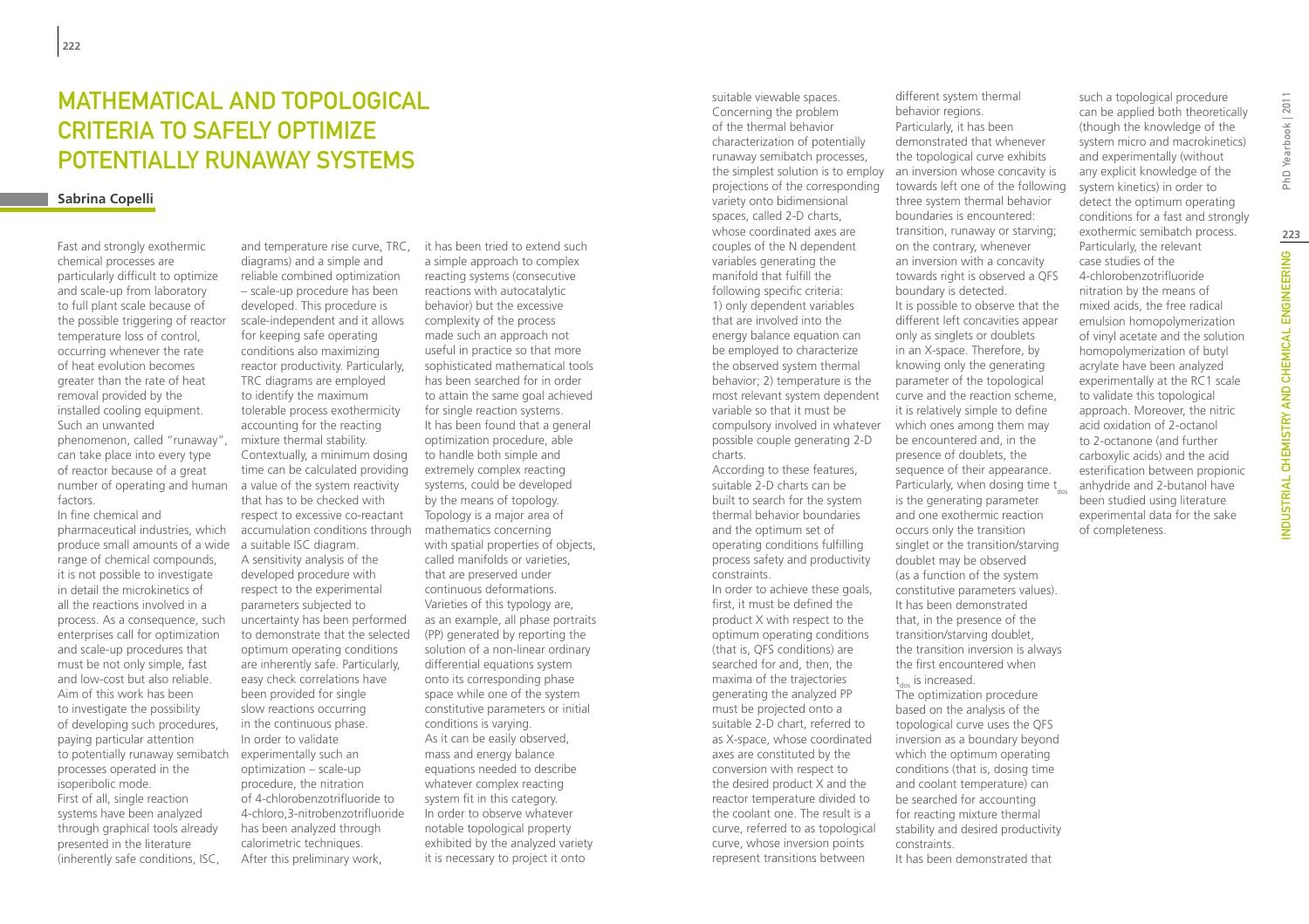# Mathematical and Topological Criteria to Safely Optimize Potentially Runaway Systems

**Sabrina Copelli**

Fast and strongly exothermic chemical processes are particularly difficult to optimize and scale-up from laboratory to full plant scale because of the possible triggering of reactor temperature loss of control, occurring whenever the rate of heat evolution becomes greater than the rate of heat removal provided by the installed cooling equipment. Such an unwanted phenomenon, called "runaway", can take place into every type of reactor because of a great number of operating and human factors.

In fine chemical and pharmaceutical industries, which produce small amounts of a wide range of chemical compounds, it is not possible to investigate in detail the microkinetics of all the reactions involved in a process. As a consequence, such enterprises call for optimization and scale-up procedures that must be not only simple, fast and low-cost but also reliable. Aim of this work has been to investigate the possibility of developing such procedures, paying particular attention to potentially runaway semibatch processes operated in the isoperibolic mode.

First of all, single reaction systems have been analyzed through graphical tools already presented in the literature (inherently safe conditions, ISC, and temperature rise curve, TRC, diagrams) and a simple and reliable combined optimization – scale-up procedure has been developed. This procedure is scale-independent and it allows for keeping safe operating conditions also maximizing reactor productivity. Particularly, TRC diagrams are employed to identify the maximum tolerable process exothermicity accounting for the reacting mixture thermal stability. Contextually, a minimum dosing time can be calculated providing a value of the system reactivity that has to be checked with respect to excessive co-reactant accumulation conditions through a suitable ISC diagram.

A sensitivity analysis of the developed procedure with respect to the experimental parameters subjected to uncertainty has been performed to demonstrate that the selected optimum operating conditions are inherently safe. Particularly, easy check correlations have been provided for single slow reactions occurring in the continuous phase.

In order to validate experimentally such an optimization – scale-up procedure, the nitration of 4-chlorobenzotrifluoride to 4-chloro,3-nitrobenzotrifluoride has been analyzed through calorimetric techniques.

After this preliminary work, it has been tried to extend such a simple approach to complex reacting systems (consecutive reactions with autocatalytic behavior) but the excessive complexity of the process made such an approach not useful in practice so that more sophisticated mathematical tools has been searched for in order to attain the same goal achieved for single reaction systems.

It has been found that a general optimization procedure, able to handle both simple and extremely complex reacting systems, could be developed by the means of topology. Topology is a major area of mathematics concerning with spatial properties of objects, called manifolds or varieties, that are preserved under continuous deformations. Varieties of this typology are, as an example, all phase portraits (PP) generated by reporting the solution of a non-linear ordinary differential equations system onto its corresponding phase space while one of the system constitutive parameters or initial conditions is varying.

As it can be easily observed, mass and energy balance equations needed to describe whatever complex reacting system fit in this category.

In order to observe whatever notable topological property exhibited by the analyzed variety it is necessary to project it onto suitable viewable spaces.

Concerning the problem of the thermal behavior characterization of potentially runaway semibatch processes, the simplest solution is to employ projections of the corresponding variety onto bidimensional spaces, called 2-D charts, whose coordinated axes are couples of the N dependent variables generating the manifold that fulfill the following specific criteria:
1) only dependent variables that are involved into the energy balance equation can be employed to characterize the observed system thermal behavior; 2) temperature is the most relevant system dependent variable so that it must be compulsory involved in whatever possible couple generating 2-D charts.

According to these features, suitable 2-D charts can be built to search for the system thermal behavior boundaries and the optimum set of operating conditions fulfilling process safety and productivity constraints.

In order to achieve these goals, first, it must be defined the product X with respect to the optimum operating conditions (that is, QFS conditions) are searched for and, then, the maxima of the trajectories generating the analyzed PP must be projected onto a suitable 2-D chart, referred to as X-space, whose coordinated axes are constituted by the conversion with respect to the desired product X and the reactor temperature divided to the coolant one. The result is a curve, referred to as topological curve, whose inversion points represent transitions between different system thermal behavior regions.

Particularly, it has been demonstrated that whenever the topological curve exhibits an inversion whose concavity is towards left one of the following three system thermal behavior boundaries is encountered: transition, runaway or starving; on the contrary, whenever an inversion with a concavity towards right is observed a QFS boundary is detected.

It is possible to observe that the different left concavities appear only as singlets or doublets in an X-space. Therefore, by knowing only the generating parameter of the topological curve and the reaction scheme, it is relatively simple to define which ones among them may be encountered and, in the presence of doublets, the sequence of their appearance. Particularly, when dosing time $t_{dos}$ is the generating parameter and one exothermic reaction occurs only the transition singlet or the transition/starving doublet may be observed (as a function of the system constitutive parameters values). It has been demonstrated that, in the presence of the transition/starving doublet, the transition inversion is always the first encountered when $t_{dos}$ is increased.

The optimization procedure based on the analysis of the topological curve uses the QFS inversion as a boundary beyond which the optimum operating conditions (that is, dosing time and coolant temperature) can be searched for accounting for reacting mixture thermal stability and desired productivity constraints.

It has been demonstrated that such a topological procedure can be applied both theoretically (though the knowledge of the system micro and macrokinetics) and experimentally (without any explicit knowledge of the system kinetics) in order to detect the optimum operating conditions for a fast and strongly exothermic semibatch process. Particularly, the relevant case studies of the 4-chlorobenzotrifluoride nitration by the means of mixed acids, the free radical emulsion homopolymerization of vinyl acetate and the solution homopolymerization of butyl acrylate have been analyzed experimentally at the RC1 scale to validate this topological approach. Moreover, the nitric acid oxidation of 2-octanol to 2-octanone (and further carboxylic acids) and the acid esterification between propionic anhydride and 2-butanol have been studied using literature experimental data for the sake of completeness.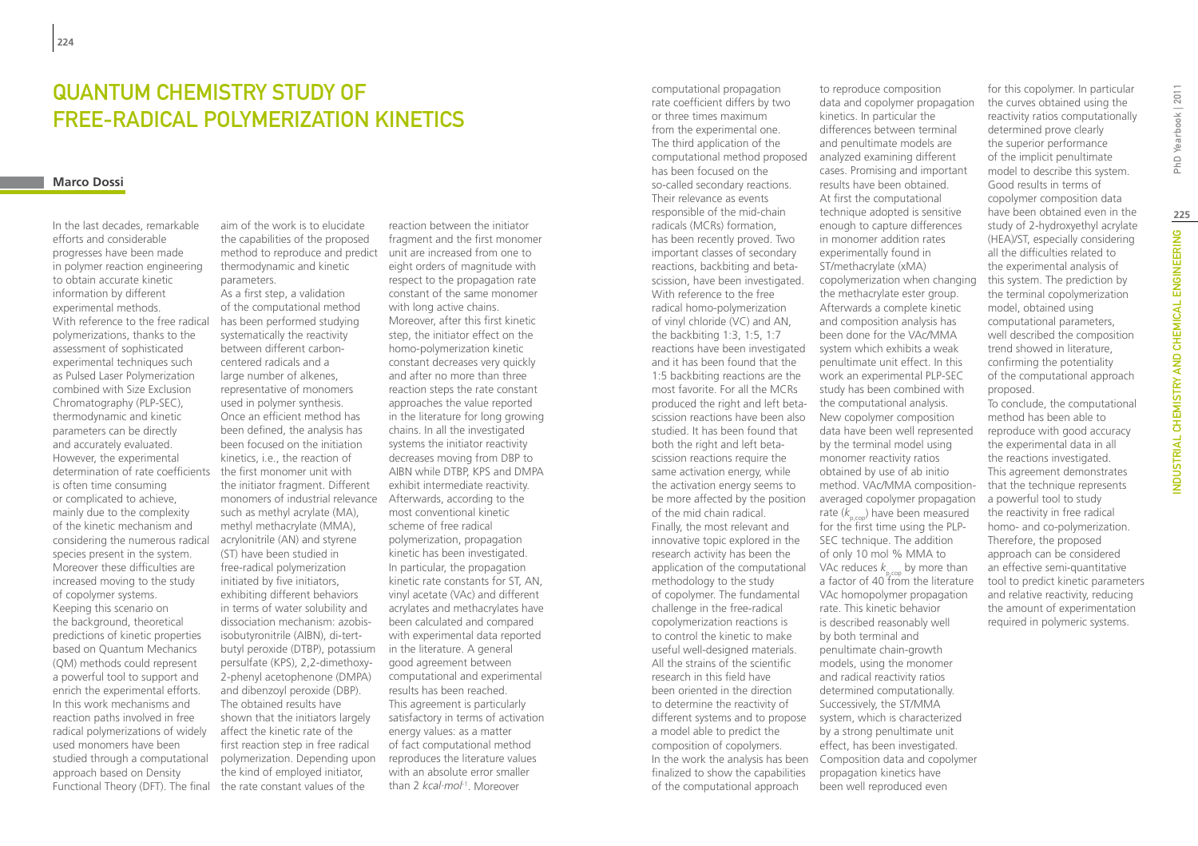# QUANTUM CHEMISTRY STUDY OF FREE-RADICAL POLYMERIZATION KINETICS

**Marco Dossi**

In the last decades, remarkable efforts and considerable progresses have been made in polymer reaction engineering to obtain accurate kinetic information by different experimental methods. With reference to the free radical polymerizations, thanks to the assessment of sophisticated experimental techniques such as Pulsed Laser Polymerization combined with Size Exclusion Chromatography (PLP-SEC), thermodynamic and kinetic parameters can be directly and accurately evaluated. However, the experimental determination of rate coefficients is often time consuming or complicated to achieve, mainly due to the complexity of the kinetic mechanism and considering the numerous radical species present in the system. Moreover these difficulties are increased moving to the study of copolymer systems. Keeping this scenario on the background, theoretical predictions of kinetic properties based on Quantum Mechanics (QM) methods could represent a powerful tool to support and enrich the experimental efforts. In this work mechanisms and reaction paths involved in free radical polymerizations of widely used monomers have been studied through a computational approach based on Density Functional Theory (DFT). The final aim of the work is to elucidate the capabilities of the proposed method to reproduce and predict thermodynamic and kinetic parameters.

As a first step, a validation of the computational method has been performed studying systematically the reactivity between different carbon-centered radicals and a large number of alkenes, representative of monomers used in polymer synthesis. Once an efficient method has been defined, the analysis has been focused on the initiation kinetics, i.e., the reaction of the first monomer unit with the initiator fragment. Different monomers of industrial relevance such as methyl acrylate (MA), methyl methacrylate (MMA), acrylonitrile (AN) and styrene (ST) have been studied in free-radical polymerization initiated by five initiators, exhibiting different behaviors in terms of water solubility and dissociation mechanism: azobis-isobutyronitrile (AIBN), di-tert-butyl peroxide (DTBP), potassium persulfate (KPS), 2,2-dimethoxy-2-phenyl acetophenone (DMPA) and dibenzoyl peroxide (DBP). The obtained results have shown that the initiators largely affect the kinetic rate of the first reaction step in free radical polymerization. Depending upon the kind of employed initiator, the rate constant values of the reaction between the initiator fragment and the first monomer unit are increased from one to eight orders of magnitude with respect to the propagation rate constant of the same monomer with long active chains. Moreover, after this first kinetic step, the initiator effect on the homo-polymerization kinetic constant decreases very quickly and after no more than three reaction steps the rate constant approaches the value reported in the literature for long growing chains. In all the investigated systems the initiator reactivity decreases moving from DBP to AIBN while DTBP, KPS and DMPA exhibit intermediate reactivity. Afterwards, according to the most conventional kinetic scheme of free radical polymerization, propagation kinetic has been investigated. In particular, the propagation kinetic rate constants for ST, AN, vinyl acetate (VAc) and different acrylates and methacrylates have been calculated and compared with experimental data reported in the literature. A general good agreement between computational and experimental results has been reached. This agreement is particularly satisfactory in terms of activation energy values: as a matter of fact computational method reproduces the literature values with an absolute error smaller than 2 *kcal·mol*$^{-1}$. Moreover computational propagation rate coefficient differs by two or three times maximum from the experimental one. The third application of the computational method proposed has been focused on the so-called secondary reactions. Their relevance as events responsible of the mid-chain radicals (MCRs) formation, has been recently proved. Two important classes of secondary reactions, backbiting and beta-scission, have been investigated. With reference to the free radical homo-polymerization of vinyl chloride (VC) and AN, the backbiting 1:3, 1:5, 1:7 reactions have been investigated and it has been found that the 1:5 backbiting reactions are the most favorite. For all the MCRs produced the right and left beta-scission reactions have been also studied. It has been found that both the right and left beta-scission reactions require the same activation energy, while the activation energy seems to be more affected by the position of the mid chain radical. Finally, the most relevant and innovative topic explored in the research activity has been the application of the computational methodology to the study of copolymer. The fundamental challenge in the free-radical copolymerization reactions is to control the kinetic to make useful well-designed materials. All the strains of the scientific research in this field have been oriented in the direction to determine the reactivity of different systems and to propose a model able to predict the composition of copolymers. In the work the analysis has been finalized to show the capabilities of the computational approach to reproduce composition data and copolymer propagation kinetics. In particular the differences between terminal and penultimate models are analyzed examining different cases. Promising and important results have been obtained. At first the computational technique adopted is sensitive enough to capture differences in monomer addition rates experimentally found in ST/methacrylate (xMA) copolymerization when changing the methacrylate ester group. Afterwards a complete kinetic and composition analysis has been done for the VAc/MMA system which exhibits a weak penultimate unit effect. In this work an experimental PLP-SEC study has been combined with the computational analysis. New copolymer composition data have been well represented by the terminal model using monomer reactivity ratios obtained by use of ab initio method. VAc/MMA composition-averaged copolymer propagation rate ($k_{p,cop}$) have been measured for the first time using the PLP-SEC technique. The addition of only 10 mol % MMA to VAc reduces $k_{p,cop}$ by more than a factor of 40 from the literature VAc homopolymer propagation rate. This kinetic behavior is described reasonably well by both terminal and penultimate chain-growth models, using the monomer and radical reactivity ratios determined computationally. Successively, the ST/MMA system, which is characterized by a strong penultimate unit effect, has been investigated. Composition data and copolymer propagation kinetics have been well reproduced even for this copolymer. In particular the curves obtained using the reactivity ratios computationally determined prove clearly the superior performance of the implicit penultimate model to describe this system. Good results in terms of copolymer composition data have been obtained even in the study of 2-hydroxyethyl acrylate (HEA)/ST, especially considering all the difficulties related to the experimental analysis of this system. The prediction by the terminal copolymerization model, obtained using computational parameters, well described the composition trend showed in literature, confirming the potentiality of the computational approach proposed.

To conclude, the computational method has been able to reproduce with good accuracy the experimental data in all the reactions investigated. This agreement demonstrates that the technique represents a powerful tool to study the reactivity in free radical homo- and co-polymerization. Therefore, the proposed approach can be considered an effective semi-quantitative tool to predict kinetic parameters and relative reactivity, reducing the amount of experimentation required in polymeric systems.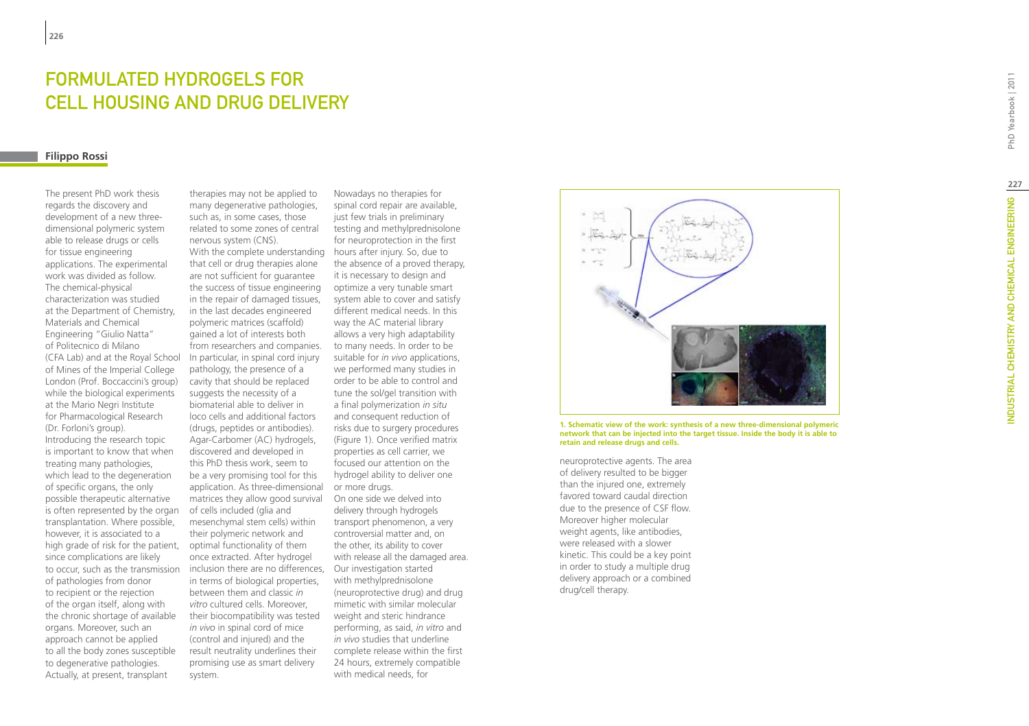# FORMULATED HYDROGELS FOR CELL HOUSING AND DRUG DELIVERY

**Filippo Rossi**

The present PhD work thesis regards the discovery and development of a new three-dimensional polymeric system able to release drugs or cells for tissue engineering applications. The experimental work was divided as follow. The chemical-physical characterization was studied at the Department of Chemistry, Materials and Chemical Engineering "Giulio Natta" of Politecnico di Milano (CFA Lab) and at the Royal School of Mines of the Imperial College London (Prof. Boccaccini's group) while the biological experiments at the Mario Negri Institute for Pharmacological Research (Dr. Forloni's group).
Introducing the research topic is important to know that when treating many pathologies, which lead to the degeneration of specific organs, the only possible therapeutic alternative is often represented by the organ transplantation. Where possible, however, it is associated to a high grade of risk for the patient, since complications are likely to occur, such as the transmission of pathologies from donor to recipient or the rejection of the organ itself, along with the chronic shortage of available organs. Moreover, such an approach cannot be applied to all the body zones susceptible to degenerative pathologies. Actually, at present, transplant therapies may not be applied to many degenerative pathologies, such as, in some cases, those related to some zones of central nervous system (CNS).
With the complete understanding that cell or drug therapies alone are not sufficient for guarantee the success of tissue engineering in the repair of damaged tissues, in the last decades engineered polymeric matrices (scaffold) gained a lot of interests both from researchers and companies. In particular, in spinal cord injury pathology, the presence of a cavity that should be replaced suggests the necessity of a biomaterial able to deliver in loco cells and additional factors (drugs, peptides or antibodies). Agar-Carbomer (AC) hydrogels, discovered and developed in this PhD thesis work, seem to be a very promising tool for this application. As three-dimensional matrices they allow good survival of cells included (glia and mesenchymal stem cells) within their polymeric network and optimal functionality of them once extracted. After hydrogel inclusion there are no differences, in terms of biological properties, between them and classic *in vitro* cultured cells. Moreover, their biocompatibility was tested *in vivo* in spinal cord of mice (control and injured) and the result neutrality underlines their promising use as smart delivery system.
Nowadays no therapies for spinal cord repair are available, just few trials in preliminary testing and methylprednisolone for neuroprotection in the first hours after injury. So, due to the absence of a proved therapy, it is necessary to design and optimize a very tunable smart system able to cover and satisfy different medical needs. In this way the AC material library allows a very high adaptability to many needs. In order to be suitable for *in vivo* applications, we performed many studies in order to be able to control and tune the sol/gel transition with a final polymerization *in situ* and consequent reduction of risks due to surgery procedures (Figure 1). Once verified matrix properties as cell carrier, we focused our attention on the hydrogel ability to deliver one or more drugs.
On one side we delved into delivery through hydrogels transport phenomenon, a very controversial matter and, on the other, its ability to cover with release all the damaged area. Our investigation started with methylprednisolone (neuroprotective drug) and drug mimetic with similar molecular weight and steric hindrance performing, as said, *in vitro* and *in vivo* studies that underline complete release within the first 24 hours, extremely compatible with medical needs, for neuroprotective agents. The area of delivery resulted to be bigger than the injured one, extremely favored toward caudal direction due to the presence of CSF flow. Moreover higher molecular weight agents, like antibodies, were released with a slower kinetic. This could be a key point in order to study a multiple drug delivery approach or a combined drug/cell therapy.

**1. Schematic view of the work: synthesis of a new three-dimensional polymeric network that can be injected into the target tissue. Inside the body it is able to retain and release drugs and cells.**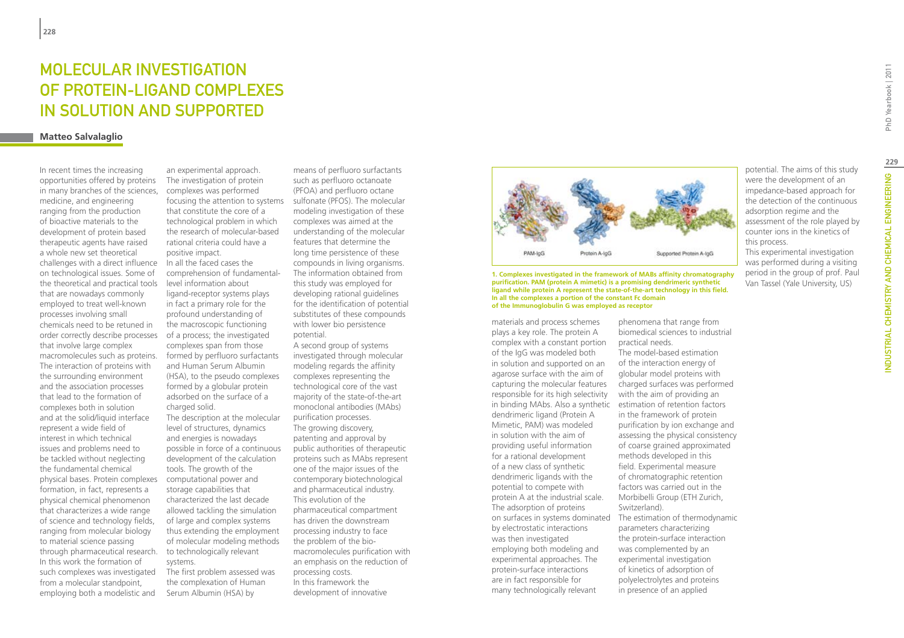# Molecular Investigation of Protein-Ligand Complexes in Solution and Supported

**Matteo Salvalaglio**

In recent times the increasing opportunities offered by proteins in many branches of the sciences, medicine, and engineering ranging from the production of bioactive materials to the development of protein based therapeutic agents have raised a whole new set theoretical challenges with a direct influence on technological issues. Some of the theoretical and practical tools that are nowadays commonly employed to treat well-known processes involving small chemicals need to be retuned in order correctly describe processes that involve large complex macromolecules such as proteins. The interaction of proteins with the surrounding environment and the association processes that lead to the formation of complexes both in solution and at the solid/liquid interface represent a wide field of interest in which technical issues and problems need to be tackled without neglecting the fundamental chemical physical bases. Protein complexes formation, in fact, represents a physical chemical phenomenon that characterizes a wide range of science and technology fields, ranging from molecular biology to material science passing through pharmaceutical research. In this work the formation of such complexes was investigated from a molecular standpoint, employing both a modelistic and an experimental approach. The investigation of protein complexes was performed focusing the attention to systems that constitute the core of a technological problem in which the research of molecular-based rational criteria could have a positive impact.

In all the faced cases the comprehension of fundamental-level information about ligand-receptor systems plays in fact a primary role for the profound understanding of the macroscopic functioning of a process; the investigated complexes span from those formed by perfluoro surfactants and Human Serum Albumin (HSA), to the pseudo complexes formed by a globular protein adsorbed on the surface of a charged solid.

The description at the molecular level of structures, dynamics and energies is nowadays possible in force of a continuous development of the calculation tools. The growth of the computational power and storage capabilities that characterized the last decade allowed tackling the simulation of large and complex systems thus extending the employment of molecular modeling methods to technologically relevant systems.

The first problem assessed was the complexation of Human Serum Albumin (HSA) by means of perfluoro surfactants such as perfluoro octanoate (PFOA) and perfluoro octane sulfonate (PFOS). The molecular modeling investigation of these complexes was aimed at the understanding of the molecular features that determine the long time persistence of these compounds in living organisms. The information obtained from this study was employed for developing rational guidelines for the identification of potential substitutes of these compounds with lower bio persistence potential.

A second group of systems investigated through molecular modeling regards the affinity complexes representing the technological core of the vast majority of the state-of-the-art monoclonal antibodies (MAbs) purification processes.

The growing discovery, patenting and approval by public authorities of therapeutic proteins such as MAbs represent one of the major issues of the contemporary biotechnological and pharmaceutical industry. This evolution of the pharmaceutical compartment has driven the downstream processing industry to face the problem of the bio-macromolecules purification with an emphasis on the reduction of processing costs.

In this framework the development of innovative materials and process schemes plays a key role. The protein A complex with a constant portion of the IgG was modeled both in solution and supported on an agarose surface with the aim of capturing the molecular features responsible for its high selectivity in binding MAbs. Also a synthetic dendrimeric ligand (Protein A Mimetic, PAM) was modeled in solution with the aim of providing useful information for a rational development of a new class of synthetic dendrimeric ligands with the potential to compete with protein A at the industrial scale.

The adsorption of proteins on surfaces in systems dominated by electrostatic interactions was then investigated employing both modeling and experimental approaches. The protein-surface interactions are in fact responsible for many technologically relevant phenomena that range from biomedical sciences to industrial practical needs.

The model-based estimation of the interaction energy of globular model proteins with charged surfaces was performed with the aim of providing an estimation of retention factors in the framework of protein purification by ion exchange and assessing the physical consistency of coarse grained approximated methods developed in this field. Experimental measure of chromatographic retention factors was carried out in the Morbibelli Group (ETH Zurich, Switzerland).

The estimation of thermodynamic parameters characterizing the protein-surface interaction was complemented by an experimental investigation of kinetics of adsorption of polyelectrolytes and proteins in presence of an applied potential. The aims of this study were the development of an impedance-based approach for the detection of the continuous adsorption regime and the assessment of the role played by counter ions in the kinetics of this process.

This experimental investigation was performed during a visiting period in the group of prof. Paul Van Tassel (Yale University, US)

PAM-IgG | Protein A-IgG | Supported Protein A-IgG

**1. Complexes investigated in the framework of MABs affinity chromatography purification. PAM (protein A mimetic) is a promising dendrimeric synthetic ligand while protein A represent the state-of-the-art technology in this field. In all the complexes a portion of the constant Fc domain of the Immunoglobulin G was employed as receptor**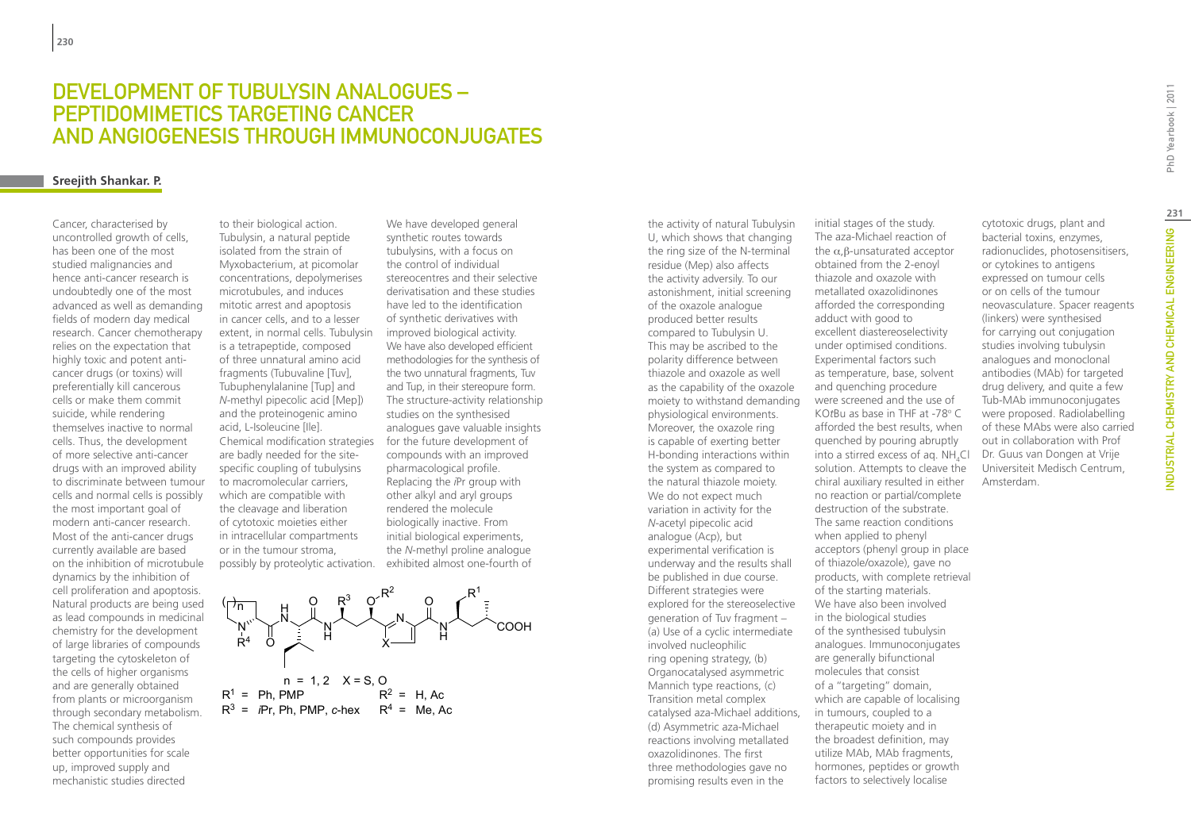# DEVELOPMENT OF TUBULYSIN ANALOGUES – PEPTIDOMIMETICS TARGETING CANCER AND ANGIOGENESIS THROUGH IMMUNOCONJUGATES

**Sreejith Shankar. P.**

Cancer, characterised by uncontrolled growth of cells, has been one of the most studied malignancies and hence anti-cancer research is undoubtedly one of the most advanced as well as demanding fields of modern day medical research. Cancer chemotherapy relies on the expectation that highly toxic and potent anti-cancer drugs (or toxins) will preferentially kill cancerous cells or make them commit suicide, while rendering themselves inactive to normal cells. Thus, the development of more selective anti-cancer drugs with an improved ability to discriminate between tumour cells and normal cells is possibly the most important goal of modern anti-cancer research. Most of the anti-cancer drugs currently available are based on the inhibition of microtubule dynamics by the inhibition of cell proliferation and apoptosis. Natural products are being used as lead compounds in medicinal chemistry for the development of large libraries of compounds targeting the cytoskeleton of the cells of higher organisms and are generally obtained from plants or microorganism through secondary metabolism. The chemical synthesis of such compounds provides better opportunities for scale up, improved supply and mechanistic studies directed to their biological action. Tubulysin, a natural peptide isolated from the strain of Myxobacterium, at picomolar concentrations, depolymerises microtubules, and induces mitotic arrest and apoptosis in cancer cells, and to a lesser extent, in normal cells. Tubulysin is a tetrapeptide, composed of three unnatural amino acid fragments (Tubuvaline [Tuv], Tubuphenylalanine [Tup] and *N*-methyl pipecolic acid [Mep]) and the proteinogenic amino acid, L-Isoleucine [Ile]. Chemical modification strategies are badly needed for the site-specific coupling of tubulysins to macromolecular carriers, which are compatible with the cleavage and liberation of cytotoxic moieties either in intracellular compartments or in the tumour stroma, possibly by proteolytic activation. We have developed general synthetic routes towards tubulysins, with a focus on the control of individual stereocentres and their selective derivatisation and these studies have led to the identification of synthetic derivatives with improved biological activity. We have also developed efficient methodologies for the synthesis of the two unnatural fragments, Tuv and Tup, in their stereopure form. The structure-activity relationship studies on the synthesised analogues gave valuable insights for the future development of compounds with an improved pharmacological profile. Replacing the *i*Pr group with other alkyl and aryl groups rendered the molecule biologically inactive. From initial biological experiments, the *N*-methyl proline analogue exhibited almost one-fourth of the activity of natural Tubulysin U, which shows that changing the ring size of the N-terminal residue (Mep) also affects the activity adversely. To our astonishment, initial screening of the oxazole analogue produced better results compared to Tubulysin U. This may be ascribed to the polarity difference between thiazole and oxazole as well as the capability of the oxazole moiety to withstand demanding physiological environments. Moreover, the oxazole ring is capable of exerting better H-bonding interactions within the system as compared to the natural thiazole moiety. We do not expect much variation in activity for the *N*-acetyl pipecolic acid analogue (Acp), but experimental verification is underway and the results shall be published in due course. Different strategies were explored for the stereoselective generation of Tuv fragment – (a) Use of a cyclic intermediate involved nucleophilic ring opening strategy, (b) Organocatalysed asymmetric Mannich type reactions, (c) Transition metal complex catalysed aza-Michael additions, (d) Asymmetric aza-Michael reactions involving metallated oxazolidinones. The first three methodologies gave no promising results even in the initial stages of the study. The aza-Michael reaction of the $\alpha,\beta$-unsaturated acceptor obtained from the 2-enoyl thiazole and oxazole with metallated oxazolidinones afforded the corresponding adduct with good to excellent diastereoselectivity under optimised conditions. Experimental factors such as temperature, base, solvent and quenching procedure were screened and the use of KO*t*Bu as base in THF at -78° C afforded the best results, when quenched by pouring abruptly into a stirred excess of aq. $NH_4Cl$ solution. Attempts to cleave the chiral auxiliary resulted in either no reaction or partial/complete destruction of the substrate. The same reaction conditions when applied to phenyl acceptors (phenyl group in place of thiazole/oxazole), gave no products, with complete retrieval of the starting materials. We have also been involved in the biological studies of the synthesised tubulysin analogues. Immunoconjugates are generally bifunctional molecules that consist of a "targeting" domain, which are capable of localising in tumours, coupled to a therapeutic moiety and in the broadest definition, may utilize MAb, MAb fragments, hormones, peptides or growth factors to selectively localise cytotoxic drugs, plant and bacterial toxins, enzymes, radionuclides, photosensitisers, or cytokines to antigens expressed on tumour cells or on cells of the tumour neovasculature. Spacer reagents (linkers) were synthesised for carrying out conjugation studies involving tubulysin analogues and monoclonal antibodies (MAb) for targeted drug delivery, and quite a few Tub-MAb immunoconjugates were proposed. Radiolabelling of these MAbs were also carried out in collaboration with Prof Dr. Guus van Dongen at Vrije Universiteit Medisch Centrum, Amsterdam.

n = 1, 2 X = S, O
$R^1$ = Ph, PMP $R^2$ = H, Ac
$R^3$ = *i*Pr, Ph, PMP, *c*-hex $R^4$ = Me, Ac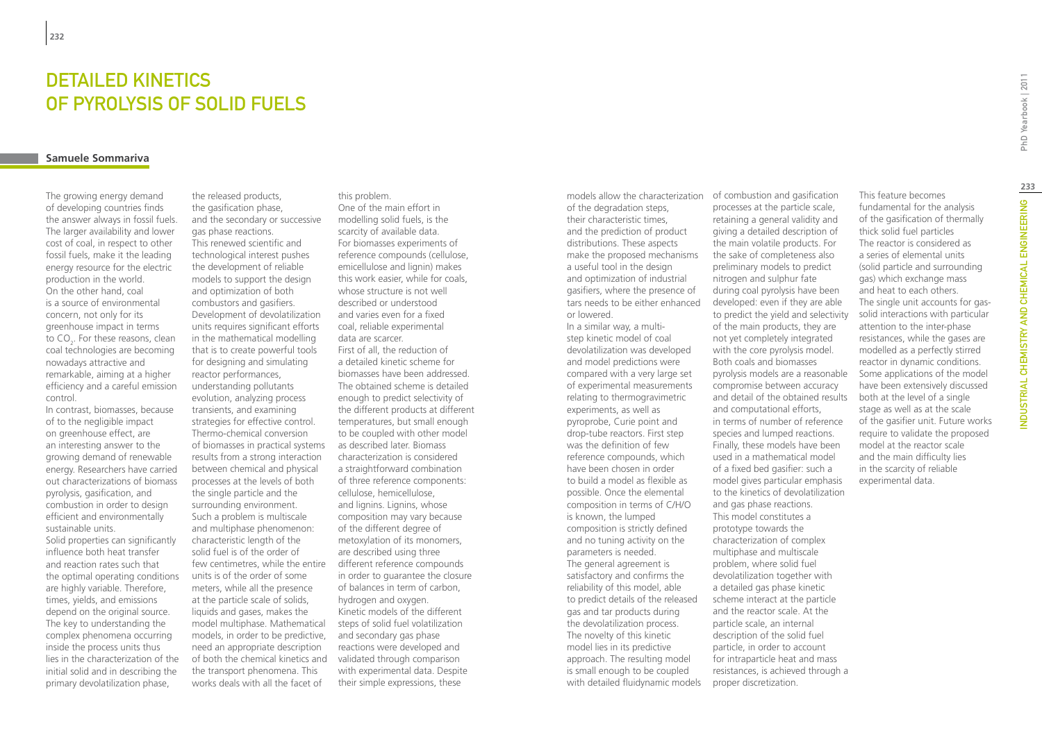# Detailed Kinetics of Pyrolysis of Solid Fuels

**Samuele Sommariva**

The growing energy demand of developing countries finds the answer always in fossil fuels. The larger availability and lower cost of coal, in respect to other fossil fuels, make it the leading energy resource for the electric production in the world. On the other hand, coal is a source of environmental concern, not only for its greenhouse impact in terms to $CO_2$. For these reasons, clean coal technologies are becoming nowadays attractive and remarkable, aiming at a higher efficiency and a careful emission control.

In contrast, biomasses, because of to the negligible impact on greenhouse effect, are an interesting answer to the growing demand of renewable energy. Researchers have carried out characterizations of biomass pyrolysis, gasification, and combustion in order to design efficient and environmentally sustainable units.

Solid properties can significantly influence both heat transfer and reaction rates such that the optimal operating conditions are highly variable. Therefore, times, yields, and emissions depend on the original source. The key to understanding the complex phenomena occurring inside the process units thus lies in the characterization of the initial solid and in describing the primary devolatilization phase, the released products, the gasification phase, and the secondary or successive gas phase reactions.

This renewed scientific and technological interest pushes the development of reliable models to support the design and optimization of both combustors and gasifiers. Development of devolatilization units requires significant efforts in the mathematical modelling that is to create powerful tools for designing and simulating reactor performances, understanding pollutants evolution, analyzing process transients, and examining strategies for effective control. Thermo-chemical conversion of biomasses in practical systems results from a strong interaction between chemical and physical processes at the levels of both the single particle and the surrounding environment.

Such a problem is multiscale and multiphase phenomenon: characteristic length of the solid fuel is of the order of few centimetres, while the entire units is of the order of some meters, while all the presence at the particle scale of solids, liquids and gases, makes the model multiphase. Mathematical models, in order to be predictive, need an appropriate description of both the chemical kinetics and the transport phenomena. This works deals with all the facet of this problem.

One of the main effort in modelling solid fuels, is the scarcity of available data. For biomasses experiments of reference compounds (cellulose, emicellulose and lignin) makes this work easier, while for coals, whose structure is not well described or understood and varies even for a fixed coal, reliable experimental data are scarcer.

First of all, the reduction of a detailed kinetic scheme for biomasses have been addressed. The obtained scheme is detailed enough to predict selectivity of the different products at different temperatures, but small enough to be coupled with other model as described later. Biomass characterization is considered a straightforward combination of three reference components: cellulose, hemicellulose, and lignins. Lignins, whose composition may vary because of the different degree of metoxylation of its monomers, are described using three different reference compounds in order to guarantee the closure of balances in term of carbon, hydrogen and oxygen.

Kinetic models of the different steps of solid fuel volatilization and secondary gas phase reactions were developed and validated through comparison with experimental data. Despite their simple expressions, these models allow the characterization of the degradation steps, their characteristic times, and the prediction of product distributions. These aspects make the proposed mechanisms a useful tool in the design and optimization of industrial gasifiers, where the presence of tars needs to be either enhanced or lowered.

In a similar way, a multi-step kinetic model of coal devolatilization was developed and model predictions were compared with a very large set of experimental measurements relating to thermogravimetric experiments, as well as pyroprobe, Curie point and drop-tube reactors. First step was the definition of few reference compounds, which have been chosen in order to build a model as flexible as possible. Once the elemental composition in terms of C/H/O is known, the lumped composition is strictly defined and no tuning activity on the parameters is needed.

The general agreement is satisfactory and confirms the reliability of this model, able to predict details of the released gas and tar products during the devolatilization process. The novelty of this kinetic model lies in its predictive approach. The resulting model is small enough to be coupled with detailed fluidynamic models of combustion and gasification processes at the particle scale, retaining a general validity and giving a detailed description of the main volatile products. For the sake of completeness also preliminary models to predict nitrogen and sulphur fate during coal pyrolysis have been developed: even if they are able to predict the yield and selectivity of the main products, they are not yet completely integrated with the core pyrolysis model.

Both coals and biomasses pyrolysis models are a reasonable compromise between accuracy and detail of the obtained results and computational efforts, in terms of number of reference species and lumped reactions.

Finally, these models have been used in a mathematical model of a fixed bed gasifier: such a model gives particular emphasis to the kinetics of devolatilization and gas phase reactions. This model constitutes a prototype towards the characterization of complex multiphase and multiscale problem, where solid fuel devolatilization together with a detailed gas phase kinetic scheme interact at the particle and the reactor scale. At the particle scale, an internal description of the solid fuel particle, in order to account for intraparticle heat and mass resistances, is achieved through a proper discretization. This feature becomes fundamental for the analysis of the gasification of thermally thick solid fuel particles

The reactor is considered as a series of elemental units (solid particle and surrounding gas) which exchange mass and heat to each others. The single unit accounts for gas-solid interactions with particular attention to the inter-phase resistances, while the gases are modelled as a perfectly stirred reactor in dynamic conditions. Some applications of the model have been extensively discussed both at the level of a single stage as well as at the scale of the gasifier unit. Future works require to validate the proposed model at the reactor scale and the main difficulty lies in the scarcity of reliable experimental data.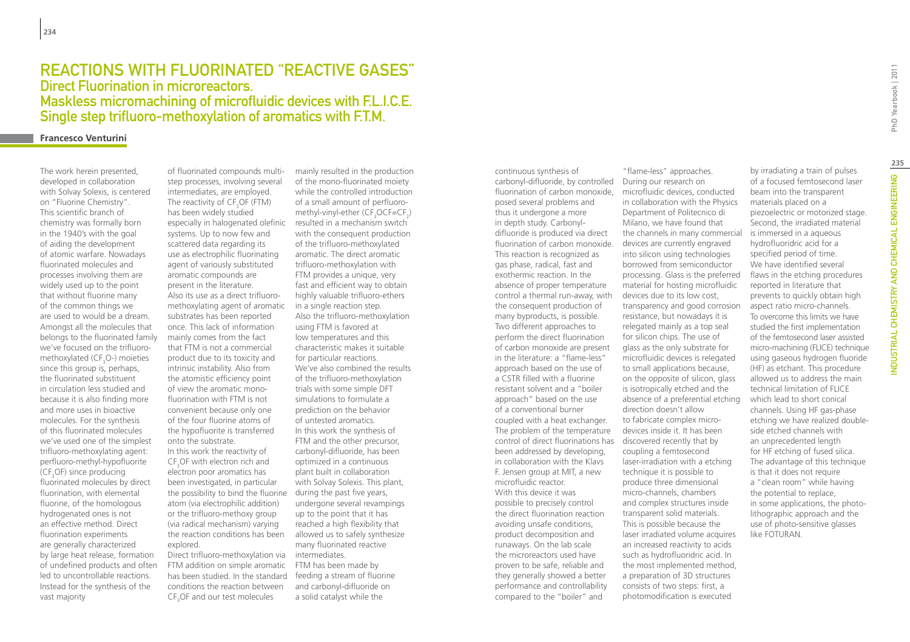# Reactions with Fluorinated "Reactive Gases"

## Direct Fluorination in microreactors. Maskless micromachining of microfluidic devices with F.L.I.C.E. Single step trifluoro-methoxylation of aromatics with F.T.M.

**Francesco Venturini**

The work herein presented, developed in collaboration with Solvay Solexis, is centered on "Fluorine Chemistry". This scientific branch of chemistry was formally born in the 1940's with the goal of aiding the development of atomic warfare. Nowadays fluorinated molecules and processes involving them are widely used up to the point that without fluorine many of the common things we are used to would be a dream. Amongst all the molecules that belongs to the fluorinated family we've focused on the trifluoro-methoxylated ($CF_3O$-) moieties since this group is, perhaps, the fluorinated substituent in circulation less studied and because it is also finding more and more uses in bioactive molecules. For the synthesis of this fluorinated molecules we've used one of the simplest trifluoro-methoxylating agent: perfluoro-methyl-hypofluorite ($CF_3OF$) since producing fluorinated molecules by direct fluorination, with elemental fluorine, of the homologous hydrogenated ones is not an effective method. Direct fluorination experiments are generally characterized by large heat release, formation of undefined products and often led to uncontrollable reactions. Instead for the synthesis of the vast majority of fluorinated compounds multi-step processes, involving several intermediates, are employed. The reactivity of $CF_3OF$ (FTM) has been widely studied especially in halogenated olefinic systems. Up to now few and scattered data regarding its use as electrophilic fluorinating agent of variously substituted aromatic compounds are present in the literature. Also its use as a direct trifluoro-methoxylating agent of aromatic substrates has been reported once. This lack of information mainly comes from the fact that FTM is not a commercial product due to its toxicity and intrinsic instability. Also from the atomistic efficiency point of view the aromatic mono-fluorination with FTM is not convenient because only one of the four fluorine atoms of the hypofluorite is transferred onto the substrate.

In this work the reactivity of $CF_3OF$ with electron rich and electron poor aromatics has been investigated, in particular the possibility to bind the fluorine atom (via electrophilic addition) or the trifluoro-methoxy group (via radical mechanism) varying the reaction conditions has been explored.

Direct trifluoro-methoxylation via FTM addition on simple aromatic has been studied. In the standard conditions the reaction between $CF_3OF$ and our test molecules mainly resulted in the production of the mono-fluorinated moiety while the controlled introduction of a small amount of perfluoro-methyl-vinyl-ether ($CF_3OCF{=}CF_2$) resulted in a mechanism switch with the consequent production of the trifluoro-methoxylated aromatic. The direct aromatic trifluoro-methoxylation with FTM provides a unique, very fast and efficient way to obtain highly valuable trifluoro-ethers in a single reaction step. Also the trifluoro-methoxylation using FTM is favored at low temperatures and this characteristic makes it suitable for particular reactions. We've also combined the results of the trifluoro-methoxylation trials with some simple DFT simulations to formulate a prediction on the behavior of untested aromatics.

In this work the synthesis of FTM and the other precursor, carbonyl-difluoride, has been optimized in a continuous plant built in collaboration with Solvay Solexis. This plant, during the past five years, undergone several revampings up to the point that it has reached a high flexibility that allowed us to safely synthesize many fluorinated reactive intermediates.

FTM has been made by feeding a stream of fluorine and carbonyl-difluoride on a solid catalyst while the continuous synthesis of carbonyl-difluoride, by controlled fluorination of carbon monoxide, posed several problems and thus it undergone a more in depth study. Carbonyl-difluoride is produced via direct fluorination of carbon monoxide. This reaction is recognized as gas phase, radical, fast and exothermic reaction. In the absence of proper temperature control a thermal run-away, with the consequent production of many byproducts, is possible. Two different approaches to perform the direct fluorination of carbon monoxide are present in the literature: a "flame-less" approach based on the use of a CSTR filled with a fluorine resistant solvent and a "boiler approach" based on the use of a conventional burner coupled with a heat exchanger. The problem of the temperature control of direct fluorinations has been addressed by developing, in collaboration with the Klavs F. Jensen group at MIT, a new microfluidic reactor.

With this device it was possible to precisely control the direct fluorination reaction avoiding unsafe conditions, product decomposition and runaways. On the lab scale the microreactors used have proven to be safe, reliable and they generally showed a better performance and controllability compared to the "boiler" and "flame-less" approaches.

During our research on microfluidic devices, conducted in collaboration with the Physics Department of Politecnico di Milano, we have found that the channels in many commercial devices are currently engraved into silicon using technologies borrowed from semiconductor processing. Glass is the preferred material for hosting microfluidic devices due to its low cost, transparency and good corrosion resistance, but nowadays it is relegated mainly as a top seal for silicon chips. The use of glass as the only substrate for microfluidic devices is relegated to small applications because, on the opposite of silicon, glass is isotropically etched and the absence of a preferential etching direction doesn't allow to fabricate complex micro-devices inside it. It has been discovered recently that by coupling a femtosecond laser-irradiation with a etching technique it is possible to produce three dimensional micro-channels, chambers and complex structures inside transparent solid materials. This is possible because the laser irradiated volume acquires an increased reactivity to acids such as hydrofluoridric acid. In the most implemented method, a preparation of 3D structures consists of two steps: first, a photomodification is executed by irradiating a train of pulses of a focused femtosecond laser beam into the transparent materials placed on a piezoelectric or motorized stage. Second, the irradiated material is immersed in a aqueous hydrofluoridric acid for a specified period of time.

We have identified several flaws in the etching procedures reported in literature that prevents to quickly obtain high aspect ratio micro-channels. To overcome this limits we have studied the first implementation of the femtosecond laser assisted micro-machining (FLICE) technique using gaseous hydrogen fluoride (HF) as etchant. This procedure allowed us to address the main technical limitation of FLICE which lead to short conical channels. Using HF gas-phase etching we have realized double-side etched channels with an unprecedented length for HF etching of fused silica. The advantage of this technique is that it does not require a "clean room" while having the potential to replace, in some applications, the photo-lithographic approach and the use of photo-sensitive glasses like FOTURAN.